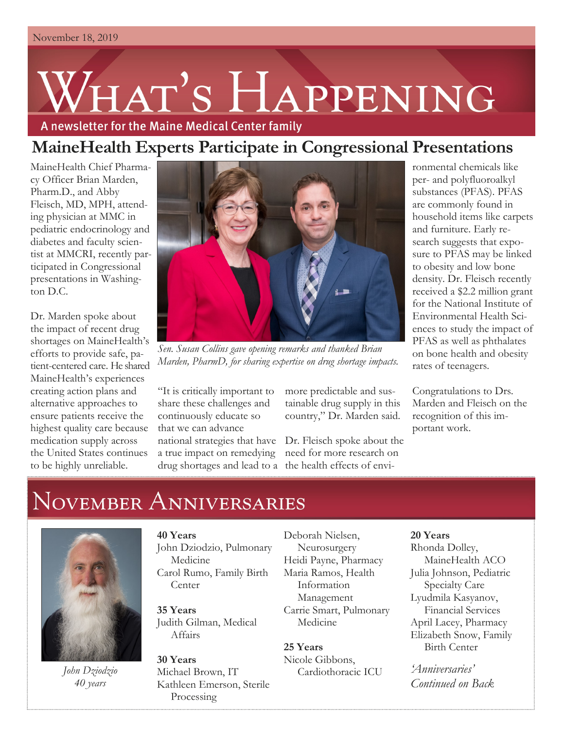November 18, 2019

# What's Happening

A newsletter for the Maine Medical Center family

## MaineHealth Experts Participate in Congressional Presentations

MaineHealth Chief Pharmacy Officer Brian Marden, Pharm.D., and Abby Fleisch, MD, MPH, attending physician at MMC in pediatric endocrinology and diabetes and faculty scientist at MMCRI, recently participated in Congressional presentations in Washington D.C.

*Sen. Susan Collins gave opening remarks and thanked Brian Marden, PharmD, for sharing expertise on drug shortage impacts.*

Dr. Marden spoke about the impact of recent drug shortages on MaineHealth's efforts to provide safe, patient-centered care. He shared MaineHealth's experiences creating action plans and alternative approaches to ensure patients receive the highest quality care because medication supply across the United States continues to be highly unreliable.

"It is critically important to share these challenges and continuously educate so that we can advance national strategies that have a true impact on remedying drug shortages and lead to a more predictable and sustainable drug supply in this country," Dr. Marden said.

Dr. Fleisch spoke about the need for more research on the health effects of environmental chemicals like per- and polyfluoroalkyl substances (PFAS). PFAS are commonly found in household items like carpets and furniture. Early research suggests that exposure to PFAS may be linked to obesity and low bone density. Dr. Fleisch recently received a $2.2 million grant for the National Institute of Environmental Health Sciences to study the impact of PFAS as well as phthalates on bone health and obesity rates of teenagers.

Congratulations to Drs. Marden and Fleisch on the recognition of this important work.

## November Anniversaries

*John Dziodzio*
*40 years*

**40 Years**
John Dziodzio, Pulmonary Medicine
Carol Rumo, Family Birth Center

**35 Years**
Judith Gilman, Medical Affairs

**30 Years**
Michael Brown, IT
Kathleen Emerson, Sterile Processing
Deborah Nielsen, Neurosurgery
Heidi Payne, Pharmacy
Maria Ramos, Health Information Management
Carrie Smart, Pulmonary Medicine

**25 Years**
Nicole Gibbons, Cardiothoracic ICU

**20 Years**
Rhonda Dolley, MaineHealth ACO
Julia Johnson, Pediatric Specialty Care
Lyudmila Kasyanov, Financial Services
April Lacey, Pharmacy
Elizabeth Snow, Family Birth Center

*'Anniversaries' Continued on Back*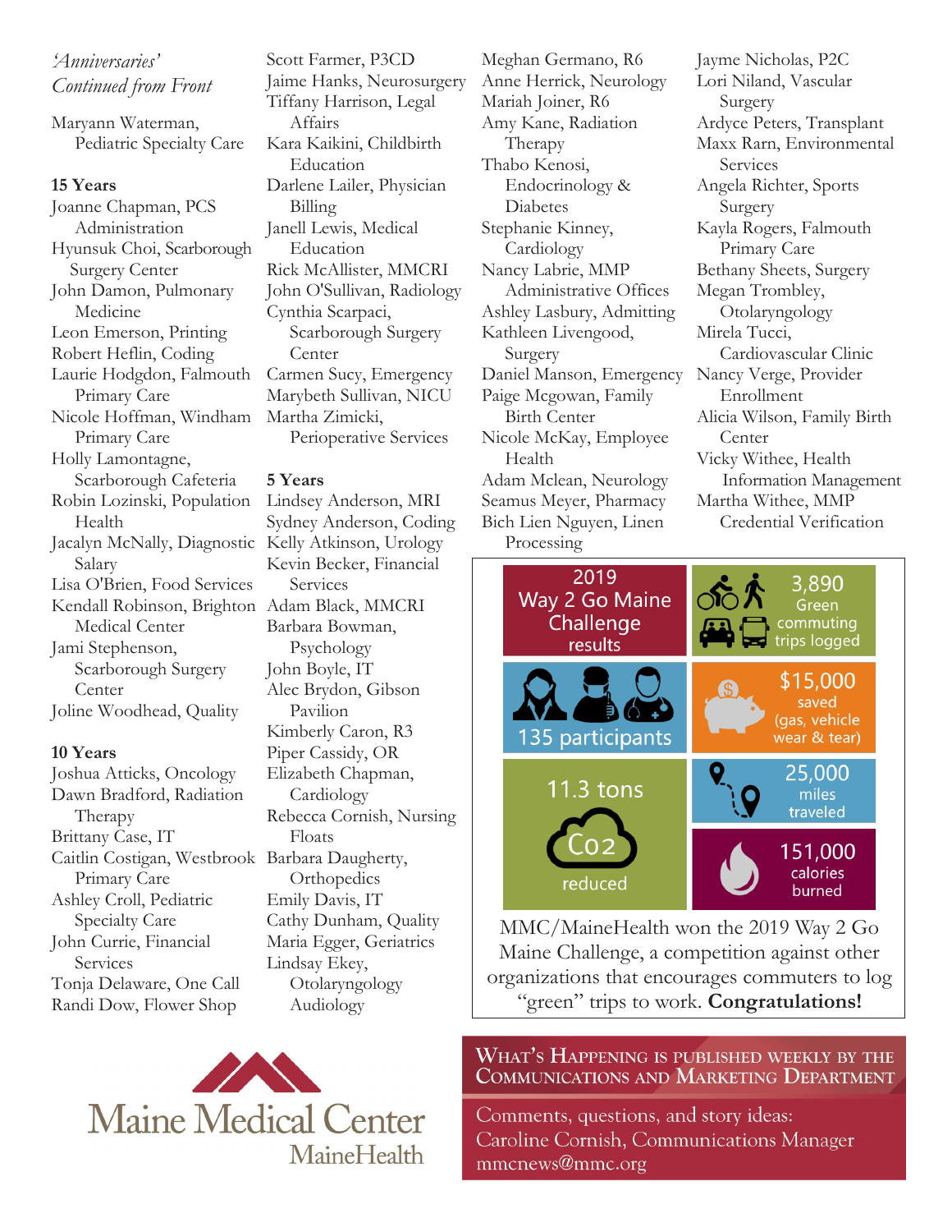*'Anniversaries' Continued from Front*

Maryann Waterman, Pediatric Specialty Care

**15 Years**

Joanne Chapman, PCS Administration
Hyunsuk Choi, Scarborough Surgery Center
John Damon, Pulmonary Medicine
Leon Emerson, Printing
Robert Heflin, Coding
Laurie Hodgdon, Falmouth Primary Care
Nicole Hoffman, Windham Primary Care
Holly Lamontagne, Scarborough Cafeteria
Robin Lozinski, Population Health
Jacalyn McNally, Diagnostic Salary
Lisa O'Brien, Food Services
Kendall Robinson, Brighton Medical Center
Jami Stephenson, Scarborough Surgery Center
Joline Woodhead, Quality

**10 Years**

Joshua Atticks, Oncology
Dawn Bradford, Radiation Therapy
Brittany Case, IT
Caitlin Costigan, Westbrook Primary Care
Ashley Croll, Pediatric Specialty Care
John Currie, Financial Services
Tonja Delaware, One Call
Randi Dow, Flower Shop
Scott Farmer, P3CD
Jaime Hanks, Neurosurgery
Tiffany Harrison, Legal Affairs
Kara Kaikini, Childbirth Education
Darlene Lailer, Physician Billing
Janell Lewis, Medical Education
Rick McAllister, MMCRI
John O'Sullivan, Radiology
Cynthia Scarpaci, Scarborough Surgery Center
Carmen Sucy, Emergency
Marybeth Sullivan, NICU
Martha Zimicki, Perioperative Services

**5 Years**

Lindsey Anderson, MRI
Sydney Anderson, Coding
Kelly Atkinson, Urology
Kevin Becker, Financial Services
Adam Black, MMCRI
Barbara Bowman, Psychology
John Boyle, IT
Alec Brydon, Gibson Pavilion
Kimberly Caron, R3
Piper Cassidy, OR
Elizabeth Chapman, Cardiology
Rebecca Cornish, Nursing Floats
Barbara Daugherty, Orthopedics
Emily Davis, IT
Cathy Dunham, Quality
Maria Egger, Geriatrics
Lindsay Ekey, Otolaryngology Audiology
Meghan Germano, R6
Anne Herrick, Neurology
Mariah Joiner, R6
Amy Kane, Radiation Therapy
Thabo Kenosi, Endocrinology & Diabetes
Stephanie Kinney, Cardiology
Nancy Labrie, MMP Administrative Offices
Ashley Lasbury, Admitting
Kathleen Livengood, Surgery
Daniel Manson, Emergency
Paige Mcgowan, Family Birth Center
Nicole McKay, Employee Health
Adam Mclean, Neurology
Seamus Meyer, Pharmacy
Bich Lien Nguyen, Linen Processing
Jayme Nicholas, P2C
Lori Niland, Vascular Surgery
Ardyce Peters, Transplant
Maxx Rarn, Environmental Services
Angela Richter, Sports Surgery
Kayla Rogers, Falmouth Primary Care
Bethany Sheets, Surgery
Megan Trombley, Otolaryngology
Mirela Tucci, Cardiovascular Clinic
Nancy Verge, Provider Enrollment
Alicia Wilson, Family Birth Center
Vicky Withee, Health Information Management
Martha Withee, MMP Credential Verification

2019 Way 2 Go Maine Challenge results

3,890 Green commuting trips logged

135 participants

$15,000 saved (gas, vehicle wear & tear)

11.3 tons Co2 reduced

25,000 miles traveled

151,000 calories burned

MMC/MaineHealth won the 2019 Way 2 Go Maine Challenge, a competition against other organizations that encourages commuters to log "green" trips to work. **Congratulations!**

Maine Medical Center
MaineHealth

WHAT'S HAPPENING IS PUBLISHED WEEKLY BY THE COMMUNICATIONS AND MARKETING DEPARTMENT

Comments, questions, and story ideas:
Caroline Cornish, Communications Manager
mmcnews@mmc.org